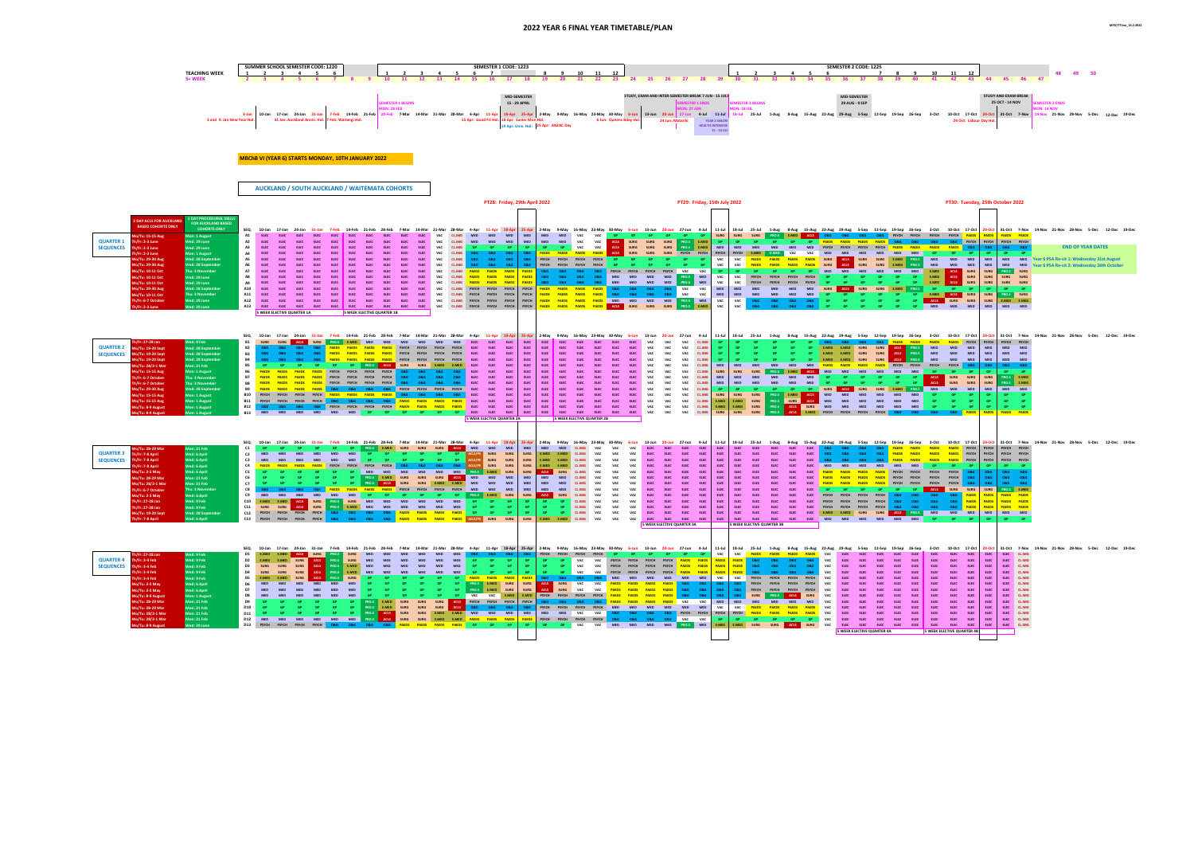# 2022 YEAR 6 FINAL YEAR TIMETABLE/PLAN

MPE/TTme_16.2.2022

| | SUMMER SCHOOL SEMESTER CODE: 1220 | SEMESTER 1 CODE: 1223 | SEMESTER 2 CODE: 1225 |
|---|---|---|---|
| TEACHING WEEK | 1–6 | 1–12 | 1–12 |
| S+ WEEK | 2–9 | 10–23 | 24–50 |

**Week commencing:** 10-Jan, 17-Jan, 24-Jan, 31-Jan, 7-Feb, 14-Feb, 21-Feb, 28-Feb, 7-Mar, 14-Mar, 21-Mar, 28-Mar, 4-Apr, 11-Apr, 18-Apr, 25-Apr, 2-May, 9-May, 16-May, 23-May, 30-May, 6-Jun, 13-Jun, 20-Jun, 27-Jun, 4-Jul, 11-Jul, 18-Jul, 25-Jul, 1-Aug, 8-Aug, 15-Aug, 22-Aug, 29-Aug, 5-Sep, 12-Sep, 19-Sep, 26-Sep, 3-Oct, 10-Oct, 17-Oct, 24-Oct, 31-Oct, 7-Nov, 14-Nov, 21-Nov, 28-Nov, 5-Dec, 12-Dec, 19-Dec

**Key dates:**

- 3 Jan and 4 Jan: New Year Hol
- 31 Jan: Auckland Anniv. Hol
- 7 Feb: Waitangi Hol
- SEMESTER 1 BEGINS MON. 28 FEB
- MID-SEMESTER 15 - 29 APRIL
- 15 Apr: Good Fri Hol; 18 Apr: Easter Mon Hol; 19 Apr: Univ. Hol; 25 Apr: ANZAC Day
- 6 Jun: Queens Bday Hol
- STUDY, EXAM AND INTER-SEMESTER BREAK 7 JUN - 15 JULY
- SEMESTER 1 ENDS MON. 27 JUN
- 24 Jun: Matariki
- YEAR 2 MBChB HEALTH INTENSIVE 11 - 15 Jul
- SEMESTER 2 BEGINS MON. 18 JUL
- MID-SEMESTER 29 AUG - 9 SEP
- STUDY AND EXAM BREAK 25 OCT - 14 NOV
- 24 Oct: Labour Day Hol
- SEMESTER 2 ENDS MON. 14 NOV

**MBChB VI (YEAR 6) STARTS MONDAY, 10TH JANUARY 2022**

## AUCKLAND / SOUTH AUCKLAND / WAITEMATA COHORTS

PT28: Friday, 29th April 2022 | PT29: Friday, 15th July 2022 | PT30: Tuesday, 25th October 2022

**END OF YEAR DATES**

- Year 6 PSA Re-sit 1: Wednesday 31st August
- Year 6 PSA Re-sit 2: Wednesday 26th October

### QUARTER 1 SEQUENCES

| SEQ. | 2 DAY ACLS FOR AUCKLAND BASED COHORTS ONLY | 2 DAY PROCEDURAL SKILLS FOR AUCKLAND BASED COHORTS ONLY |
|---|---|---|
| A1 | Mo/Tu: 15-16 Aug | Mon: 1 August |
| A2 | Th/Fr: 2-3 June | Wed: 29 June |
| A3 | Th/Fr: 2-3 June | Wed: 29 June |
| A4 | Th/Fr: 2-3 June | Mon: 1 August |
| A5 | Mo/Tu: 29-30 Aug | Wed: 28 September |
| A6 | Mo/Tu: 29-30 Aug | Wed: 28 September |
| A7 | Mo/Tu: 10-11 Oct | Thu: 3 November |
| A8 | Mo/Tu: 10-11 Oct | Wed: 29 June |
| A9 | Mo/Tu: 10-11 Oct | Wed: 29 June |
| A10 | Mo/Tu: 29-30 Aug | Wed: 28 September |
| A11 | Mo/Tu: 10-11 Oct | Thu: 3 November |
| A12 | Th/Fr: 6-7 October | Wed: 28 September |
| A13 | Th/Fr: 2-3 June | Wed: 29 June |

5 WEEK ELECTIVE QUARTER 1A | 5 WEEK ELECTIVE QUARTER 1B

### QUARTER 2 SEQUENCES

| SEQ. | 2 DAY ACLS | 2 DAY PROCEDURAL SKILLS |
|---|---|---|
| B1 | Th/Fr: 27-28 Jan | Wed: 9 Feb |
| B2 | Mo/Tu: 19-20 Sept | Wed: 28 September |
| B3 | Mo/Tu: 19-20 Sept | Wed: 28 September |
| B4 | Mo/Tu: 19-20 Sept | Wed: 28 September |
| B5 | Mo/Tu: 28/2-1 Mar | Mon: 21 Feb |
| B6 | Mo/Tu: 15-16 Aug | Mon: 1 August |
| B7 | Th/Fr: 6-7 October | Thu: 3 November |
| B8 | Th/Fr: 6-7 October | Wed: 28 September |
| B9 | Mo/Tu: 29-30 Aug | Wed: 28 September |
| B10 | Mo/Tu: 15-16 Aug | Mon: 1 August |
| B11 | Mo/Tu: 15-16 Aug | Mon: 1 August |
| B12 | Mo/Tu: 8-9 August | Mon: 1 August |
| B13 | Mo/Tu: 8-9 August | Mon: 1 August |

5 WEEK ELECTIVE QUARTER 2A | 5 WEEK ELECTIVE QUARTER 2B

### QUARTER 3 SEQUENCES

| SEQ. | 2 DAY ACLS | 2 DAY PROCEDURAL SKILLS |
|---|---|---|
| C1 | Mo/Tu: 28-29 Mar | Mon: 21 Feb |
| C2 | Th/Fr: 7-8 April | Wed: 6 April |
| C3 | Th/Fr: 7-8 April | Wed: 6 April |
| C4 | Th/Fr: 7-8 April | Wed: 6 April |
| C5 | Mo/Tu: 2-3 May | Wed: 6 April |
| C6 | Mo/Tu: 28-29 Mar | Mon: 21 Feb |
| C7 | Mo/Tu: 28/2-1 Mar | Mon: 21 Feb |
| C8 | Th/Fr: 6-7 October | Thu: 3 November |
| C9 | Mo/Tu: 2-3 May | Wed: 6 April |
| C10 | Th/Fr: 27-28 Jan | Wed: 9 Feb |
| C11 | Th/Fr: 27-28 Jan | Wed: 9 Feb |
| C12 | Mo/Tu: 19-20 Sept | Wed: 28 September |
| C13 | Th/Fr: 7-8 April | Wed: 6 April |

5 WEEK ELECTIVE QUARTER 3A | 5 WEEK ELECTIVE QUARTER 3B

### QUARTER 4 SEQUENCES

| SEQ. | 2 DAY ACLS | 2 DAY PROCEDURAL SKILLS |
|---|---|---|
| D1 | Th/Fr: 27-28 Jan | Wed: 9 Feb |
| D2 | Th/Fr: 3-4 Feb | Wed: 9 Feb |
| D3 | Th/Fr: 3-4 Feb | Wed: 9 Feb |
| D4 | Th/Fr: 3-4 Feb | Wed: 9 Feb |
| D5 | Th/Fr: 3-4 Feb | Wed: 9 Feb |
| D6 | Mo/Tu: 2-3 May | Wed: 6 April |
| D7 | Mo/Tu: 2-3 May | Wed: 6 April |
| D8 | Mo/Tu: 8-9 August | Mon: 1 August |
| D9 | Mo/Tu: 28-29 Mar | Mon: 21 Feb |
| D10 | Mo/Tu: 28-29 Mar | Mon: 21 Feb |
| D11 | Mo/Tu: 28/2-1 Mar | Mon: 21 Feb |
| D12 | Mo/Tu: 28/2-1 Mar | Mon: 21 Feb |
| D13 | Mo/Tu: 8-9 August | Wed: 29 June |

5 WEEK ELECTIVE QUARTER 4A | 5 WEEK ELECTIVE QUARTER 4B

Rotation codes used in the weekly grid: ELEC, VAC, CL.IMG, MED, SURG, GP, O&G, PAEDS, PSYCH, PRO.S, E.MED, ACLS, ACL/PS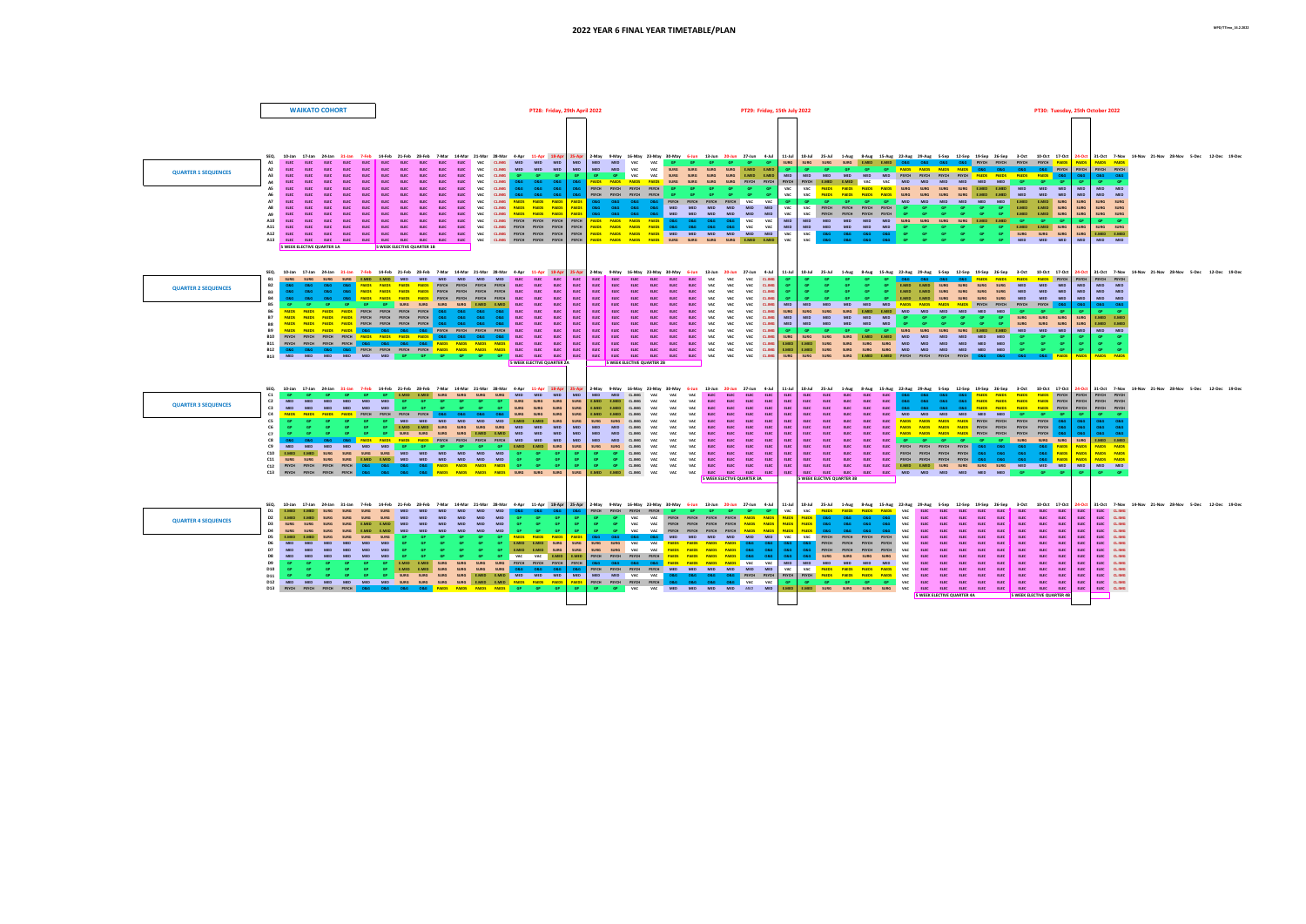# 2022 YEAR 6 FINAL YEAR TIMETABLE/PLAN

MPD/TTime_16.2.2022

**WAIKATO COHORT**

PT28: Friday, 29th April 2022 — PT29: Friday, 15th July 2022 — PT30: Tuesday, 25th October 2022

## QUARTER 1 SEQUENCES

| SEQ. | 10-Jan | 17-Jan | 24-Jan | 31-Jan | 7-Feb | 14-Feb | 21-Feb | 28-Feb | 7-Mar | 14-Mar | 21-Mar | 28-Mar | 4-Apr | 11-Apr | 18-Apr | 25-Apr | 2-May | 9-May | 16-May | 23-May | 30-May | 6-Jun | 13-Jun | 20-Jun | 27-Jun | 4-Jul | 11-Jul | 18-Jul | 25-Jul | 1-Aug | 8-Aug | 15-Aug | 22-Aug | 29-Aug | 5-Sep | 12-Sep | 19-Sep | 26-Sep | 3-Oct | 10-Oct | 17-Oct | 24-Oct | 31-Oct | 7-Nov | 14-Nov | 21-Nov | 28-Nov | 5-Dec | 12-Dec | 19-Dec |
|---|---|---|---|---|---|---|---|---|---|---|---|---|---|---|---|---|---|---|---|---|---|---|---|---|---|---|---|---|---|---|---|---|---|---|---|---|---|---|---|---|---|---|---|---|---|---|---|---|---|---|
| A1 | ELEC | ELEC | ELEC | ELEC | ELEC | ELEC | ELEC | ELEC | ELEC | ELEC | VAC | CL-IMG | MED | MED | MED | MED | MED | MED | VAC | VAC | GP | GP | GP | GP | GP | GP | SURG | SURG | SURG | SURG | E-MED | E-MED | O&G | O&G | O&G | O&G | PSYCH | PSYCH | PSYCH | PSYCH | PAEDS | PAEDS | PAEDS | PAEDS | | | | | | |
| A2 | ELEC | ELEC | ELEC | ELEC | ELEC | ELEC | ELEC | ELEC | ELEC | ELEC | VAC | CL-IMG | MED | MED | MED | MED | MED | MED | VAC | VAC | SURG | SURG | SURG | SURG | E-MED | E-MED | GP | GP | GP | GP | GP | GP | PAEDS | PAEDS | PAEDS | PAEDS | O&G | O&G | O&G | O&G | PSYCH | PSYCH | PSYCH | PSYCH | | | | | | |
| A3 | ELEC | ELEC | ELEC | ELEC | ELEC | ELEC | ELEC | ELEC | ELEC | ELEC | VAC | CL-IMG | GP | GP | GP | GP | GP | GP | VAC | VAC | SURG | SURG | SURG | SURG | E-MED | E-MED | MED | MED | MED | MED | MED | MED | PSYCH | PSYCH | PSYCH | PSYCH | PAEDS | PAEDS | PAEDS | PAEDS | O&G | O&G | O&G | O&G | | | | | | |
| A4 | ELEC | ELEC | ELEC | ELEC | ELEC | ELEC | ELEC | ELEC | ELEC | ELEC | VAC | CL-IMG | O&G | O&G | O&G | O&G | PAEDS | PAEDS | PAEDS | PAEDS | SURG | SURG | SURG | SURG | PSYCH | PSYCH | PSYCH | PSYCH | E-MED | E-MED | VAC | VAC | MED | MED | MED | MED | MED | MED | GP | GP | GP | GP | GP | GP | | | | | | |
| A5 | ELEC | ELEC | ELEC | ELEC | ELEC | ELEC | ELEC | ELEC | ELEC | ELEC | VAC | CL-IMG | O&G | O&G | O&G | O&G | PSYCH | PSYCH | PSYCH | PSYCH | GP | GP | GP | GP | GP | GP | VAC | VAC | PAEDS | PAEDS | PAEDS | PAEDS | SURG | SURG | SURG | SURG | E-MED | E-MED | MED | MED | MED | MED | MED | MED | | | | | | |
| A6 | ELEC | ELEC | ELEC | ELEC | ELEC | ELEC | ELEC | ELEC | ELEC | ELEC | VAC | CL-IMG | O&G | O&G | O&G | O&G | PSYCH | PSYCH | PSYCH | PSYCH | GP | GP | GP | GP | GP | GP | VAC | VAC | PAEDS | PAEDS | PAEDS | PAEDS | SURG | SURG | SURG | SURG | E-MED | E-MED | MED | MED | MED | MED | MED | MED | | | | | | |
| A7 | ELEC | ELEC | ELEC | ELEC | ELEC | ELEC | ELEC | ELEC | ELEC | ELEC | VAC | CL-IMG | PAEDS | PAEDS | PAEDS | PAEDS | O&G | O&G | O&G | O&G | PSYCH | PSYCH | PSYCH | PSYCH | VAC | VAC | GP | GP | GP | GP | GP | GP | MED | MED | MED | MED | MED | MED | E-MED | E-MED | SURG | SURG | SURG | SURG | | | | | | |
| A8 | ELEC | ELEC | ELEC | ELEC | ELEC | ELEC | ELEC | ELEC | ELEC | ELEC | VAC | CL-IMG | PAEDS | PAEDS | PAEDS | PAEDS | O&G | O&G | O&G | O&G | MED | MED | MED | MED | MED | MED | VAC | VAC | PSYCH | PSYCH | PSYCH | PSYCH | GP | GP | GP | GP | GP | GP | E-MED | E-MED | SURG | SURG | SURG | SURG | | | | | | |
| A9 | ELEC | ELEC | ELEC | ELEC | ELEC | ELEC | ELEC | ELEC | ELEC | ELEC | VAC | CL-IMG | PAEDS | PAEDS | PAEDS | PAEDS | O&G | O&G | O&G | O&G | MED | MED | MED | MED | MED | MED | VAC | VAC | GP | GP | GP | GP | GP | GP | PSYCH | PSYCH | PSYCH | PSYCH | E-MED | E-MED | SURG | SURG | SURG | SURG | | | | | | |
| A10 | ELEC | ELEC | ELEC | ELEC | ELEC | ELEC | ELEC | ELEC | ELEC | ELEC | VAC | CL-IMG | PSYCH | PSYCH | PSYCH | PSYCH | PAEDS | PAEDS | PAEDS | PAEDS | O&G | O&G | O&G | O&G | VAC | VAC | MED | MED | MED | MED | MED | MED | SURG | SURG | SURG | SURG | E-MED | E-MED | GP | GP | GP | GP | GP | GP | | | | | | |
| A11 | ELEC | ELEC | ELEC | ELEC | ELEC | ELEC | ELEC | ELEC | ELEC | ELEC | VAC | CL-IMG | PSYCH | PSYCH | PSYCH | PSYCH | PAEDS | PAEDS | PAEDS | PAEDS | O&G | O&G | O&G | O&G | VAC | VAC | MED | MED | MED | MED | MED | MED | GP | GP | GP | GP | GP | GP | E-MED | E-MED | SURG | SURG | SURG | SURG | | | | | | |
| A12 | ELEC | ELEC | ELEC | ELEC | ELEC | ELEC | ELEC | ELEC | ELEC | ELEC | VAC | CL-IMG | PSYCH | PSYCH | PSYCH | PSYCH | PAEDS | PAEDS | PAEDS | PAEDS | MED | MED | MED | MED | MED | MED | VAC | VAC | O&G | O&G | O&G | O&G | GP | GP | GP | GP | GP | GP | SURG | SURG | SURG | SURG | E-MED | E-MED | | | | | | |
| A13 | ELEC | ELEC | ELEC | ELEC | ELEC | ELEC | ELEC | ELEC | ELEC | ELEC | VAC | CL-IMG | PSYCH | PSYCH | PSYCH | PSYCH | PAEDS | PAEDS | PAEDS | PAEDS | SURG | SURG | SURG | SURG | E-MED | E-MED | VAC | VAC | O&G | O&G | O&G | O&G | GP | GP | GP | GP | GP | GP | MED | MED | MED | MED | MED | MED | | | | | | |

5 WEEK ELECTIVE QUARTER 1A — 5 WEEK ELECTIVE QUARTER 1B

## QUARTER 2 SEQUENCES

| SEQ. | 10-Jan | 17-Jan | 24-Jan | 31-Jan | 7-Feb | 14-Feb | 21-Feb | 28-Feb | 7-Mar | 14-Mar | 21-Mar | 28-Mar | 4-Apr | 11-Apr | 18-Apr | 25-Apr | 2-May | 9-May | 16-May | 23-May | 30-May | 6-Jun | 13-Jun | 20-Jun | 27-Jun | 4-Jul | 11-Jul | 18-Jul | 25-Jul | 1-Aug | 8-Aug | 15-Aug | 22-Aug | 29-Aug | 5-Sep | 12-Sep | 19-Sep | 26-Sep | 3-Oct | 10-Oct | 17-Oct | 24-Oct | 31-Oct | 7-Nov | 14-Nov | 21-Nov | 28-Nov | 5-Dec | 12-Dec | 19-Dec |
|---|---|---|---|---|---|---|---|---|---|---|---|---|---|---|---|---|---|---|---|---|---|---|---|---|---|---|---|---|---|---|---|---|---|---|---|---|---|---|---|---|---|---|---|---|---|---|---|---|---|---|
| B1 | SURG | SURG | SURG | SURG | E-MED | E-MED | MED | MED | MED | MED | MED | MED | ELEC | ELEC | ELEC | ELEC | ELEC | ELEC | ELEC | ELEC | ELEC | ELEC | VAC | VAC | VAC | CL-IMG | GP | GP | GP | GP | GP | GP | O&G | O&G | O&G | O&G | PAEDS | PAEDS | PAEDS | PAEDS | PSYCH | PSYCH | PSYCH | PSYCH | | | | | | |
| B2 | O&G | O&G | O&G | O&G | PAEDS | PAEDS | PAEDS | PAEDS | PSYCH | PSYCH | PSYCH | PSYCH | ELEC | ELEC | ELEC | ELEC | ELEC | ELEC | ELEC | ELEC | ELEC | ELEC | VAC | VAC | VAC | CL-IMG | GP | GP | GP | GP | GP | GP | E-MED | E-MED | SURG | SURG | SURG | SURG | MED | MED | MED | MED | MED | MED | | | | | | |
| B3 | O&G | O&G | O&G | O&G | PAEDS | PAEDS | PAEDS | PAEDS | PSYCH | PSYCH | PSYCH | PSYCH | ELEC | ELEC | ELEC | ELEC | ELEC | ELEC | ELEC | ELEC | ELEC | ELEC | VAC | VAC | VAC | CL-IMG | GP | GP | GP | GP | GP | GP | E-MED | E-MED | SURG | SURG | SURG | SURG | MED | MED | MED | MED | MED | MED | | | | | | |
| B4 | O&G | O&G | O&G | O&G | PAEDS | PAEDS | PAEDS | PAEDS | PSYCH | PSYCH | PSYCH | PSYCH | ELEC | ELEC | ELEC | ELEC | ELEC | ELEC | ELEC | ELEC | ELEC | ELEC | VAC | VAC | VAC | CL-IMG | GP | GP | GP | GP | GP | GP | E-MED | E-MED | SURG | SURG | SURG | SURG | MED | MED | MED | MED | MED | MED | | | | | | |
| B5 | GP | GP | GP | GP | GP | GP | SURG | SURG | SURG | SURG | E-MED | E-MED | ELEC | ELEC | ELEC | ELEC | ELEC | ELEC | ELEC | ELEC | ELEC | ELEC | VAC | VAC | VAC | CL-IMG | MED | MED | MED | MED | MED | MED | PAEDS | PAEDS | PAEDS | PAEDS | PSYCH | PSYCH | PSYCH | PSYCH | O&G | O&G | O&G | O&G | | | | | | |
| B6 | PAEDS | PAEDS | PAEDS | PAEDS | PSYCH | PSYCH | PSYCH | PSYCH | O&G | O&G | O&G | O&G | ELEC | ELEC | ELEC | ELEC | ELEC | ELEC | ELEC | ELEC | ELEC | ELEC | VAC | VAC | VAC | CL-IMG | SURG | SURG | SURG | SURG | E-MED | E-MED | MED | MED | MED | MED | MED | MED | GP | GP | GP | GP | GP | GP | | | | | | |
| B7 | PAEDS | PAEDS | PAEDS | PAEDS | PSYCH | PSYCH | PSYCH | PSYCH | O&G | O&G | O&G | O&G | ELEC | ELEC | ELEC | ELEC | ELEC | ELEC | ELEC | ELEC | ELEC | ELEC | VAC | VAC | VAC | CL-IMG | MED | MED | MED | MED | MED | MED | GP | GP | GP | GP | GP | GP | SURG | SURG | SURG | SURG | E-MED | E-MED | | | | | | |
| B8 | PAEDS | PAEDS | PAEDS | PAEDS | PSYCH | PSYCH | PSYCH | PSYCH | O&G | O&G | O&G | O&G | ELEC | ELEC | ELEC | ELEC | ELEC | ELEC | ELEC | ELEC | ELEC | ELEC | VAC | VAC | VAC | CL-IMG | MED | MED | MED | MED | MED | MED | SURG | SURG | SURG | SURG | E-MED | E-MED | GP | GP | GP | GP | GP | GP | | | | | | |
| B9 | PAEDS | PAEDS | PAEDS | PAEDS | O&G | O&G | O&G | O&G | PSYCH | PSYCH | PSYCH | PSYCH | ELEC | ELEC | ELEC | ELEC | ELEC | ELEC | ELEC | ELEC | ELEC | ELEC | VAC | VAC | VAC | CL-IMG | GP | GP | GP | GP | GP | GP | SURG | SURG | SURG | SURG | E-MED | E-MED | MED | MED | MED | MED | MED | MED | | | | | | |
| B10 | PSYCH | PSYCH | PSYCH | PSYCH | PAEDS | PAEDS | PAEDS | PAEDS | O&G | O&G | O&G | O&G | ELEC | ELEC | ELEC | ELEC | ELEC | ELEC | ELEC | ELEC | ELEC | ELEC | VAC | VAC | VAC | CL-IMG | SURG | SURG | SURG | SURG | E-MED | E-MED | MED | MED | MED | MED | MED | MED | GP | GP | GP | GP | GP | GP | | | | | | |
| B11 | PSYCH | PSYCH | PSYCH | PSYCH | O&G | O&G | O&G | O&G | PAEDS | PAEDS | PAEDS | PAEDS | ELEC | ELEC | ELEC | ELEC | ELEC | ELEC | ELEC | ELEC | ELEC | ELEC | VAC | VAC | VAC | CL-IMG | MED | MED | MED | MED | MED | MED | GP | GP | GP | GP | GP | GP | SURG | SURG | SURG | SURG | E-MED | E-MED | | | | | | |
| B12 | O&G | O&G | O&G | O&G | PSYCH | PSYCH | PSYCH | PSYCH | PAEDS | PAEDS | PAEDS | PAEDS | ELEC | ELEC | ELEC | ELEC | ELEC | ELEC | ELEC | ELEC | ELEC | ELEC | VAC | VAC | VAC | CL-IMG | E-MED | E-MED | SURG | SURG | SURG | SURG | MED | MED | MED | MED | MED | MED | GP | GP | GP | GP | GP | GP | | | | | | |
| B13 | MED | MED | MED | MED | MED | MED | GP | GP | GP | GP | GP | GP | ELEC | ELEC | ELEC | ELEC | ELEC | ELEC | ELEC | ELEC | ELEC | ELEC | VAC | VAC | VAC | CL-IMG | SURG | SURG | SURG | SURG | E-MED | E-MED | PSYCH | PSYCH | PSYCH | PSYCH | O&G | O&G | O&G | O&G | PAEDS | PAEDS | PAEDS | PAEDS | | | | | | |

5 WEEK ELECTIVE QUARTER 2A — 5 WEEK ELECTIVE QUARTER 2B

## QUARTER 3 SEQUENCES

| SEQ. | 10-Jan | 17-Jan | 24-Jan | 31-Jan | 7-Feb | 14-Feb | 21-Feb | 28-Feb | 7-Mar | 14-Mar | 21-Mar | 28-Mar | 4-Apr | 11-Apr | 18-Apr | 25-Apr | 2-May | 9-May | 16-May | 23-May | 30-May | 6-Jun | 13-Jun | 20-Jun | 27-Jun | 4-Jul | 11-Jul | 18-Jul | 25-Jul | 1-Aug | 8-Aug | 15-Aug | 22-Aug | 29-Aug | 5-Sep | 12-Sep | 19-Sep | 26-Sep | 3-Oct | 10-Oct | 17-Oct | 24-Oct | 31-Oct | 7-Nov | 14-Nov | 21-Nov | 28-Nov | 5-Dec | 12-Dec | 19-Dec |
|---|---|---|---|---|---|---|---|---|---|---|---|---|---|---|---|---|---|---|---|---|---|---|---|---|---|---|---|---|---|---|---|---|---|---|---|---|---|---|---|---|---|---|---|---|---|---|---|---|---|---|
| C1 | GP | GP | GP | GP | GP | GP | E-MED | E-MED | SURG | SURG | SURG | SURG | MED | MED | MED | MED | MED | MED | CL-IMG | VAC | VAC | VAC | ELEC | ELEC | ELEC | ELEC | ELEC | ELEC | ELEC | ELEC | ELEC | ELEC | O&G | O&G | O&G | O&G | PAEDS | PAEDS | PAEDS | PAEDS | PSYCH | PSYCH | PSYCH | PSYCH | | | | | | |
| C2 | MED | MED | MED | MED | MED | MED | GP | GP | GP | GP | GP | GP | SURG | SURG | SURG | SURG | E-MED | E-MED | CL-IMG | VAC | VAC | VAC | ELEC | ELEC | ELEC | ELEC | ELEC | ELEC | ELEC | ELEC | ELEC | ELEC | O&G | O&G | O&G | O&G | PAEDS | PAEDS | PAEDS | PAEDS | PSYCH | PSYCH | PSYCH | PSYCH | | | | | | |
| C3 | MED | MED | MED | MED | MED | MED | GP | GP | GP | GP | GP | GP | SURG | SURG | SURG | SURG | E-MED | E-MED | CL-IMG | VAC | VAC | VAC | ELEC | ELEC | ELEC | ELEC | ELEC | ELEC | ELEC | ELEC | ELEC | ELEC | O&G | O&G | O&G | O&G | PAEDS | PAEDS | PAEDS | PAEDS | PSYCH | PSYCH | PSYCH | PSYCH | | | | | | |
| C4 | PAEDS | PAEDS | PAEDS | PAEDS | PSYCH | PSYCH | PSYCH | PSYCH | O&G | O&G | O&G | O&G | SURG | SURG | SURG | SURG | E-MED | E-MED | CL-IMG | VAC | VAC | VAC | ELEC | ELEC | ELEC | ELEC | ELEC | ELEC | ELEC | ELEC | ELEC | ELEC | MED | MED | MED | MED | MED | MED | GP | GP | GP | GP | GP | GP | | | | | | |
| C5 | GP | GP | GP | GP | GP | GP | MED | MED | MED | MED | MED | MED | E-MED | E-MED | SURG | SURG | SURG | SURG | CL-IMG | VAC | VAC | VAC | ELEC | ELEC | ELEC | ELEC | ELEC | ELEC | ELEC | ELEC | ELEC | ELEC | PAEDS | PAEDS | PAEDS | PAEDS | PSYCH | PSYCH | PSYCH | PSYCH | O&G | O&G | O&G | O&G | | | | | | |
| C6 | GP | GP | GP | GP | GP | GP | E-MED | E-MED | SURG | SURG | SURG | SURG | MED | MED | MED | MED | MED | MED | CL-IMG | VAC | VAC | VAC | ELEC | ELEC | ELEC | ELEC | ELEC | ELEC | ELEC | ELEC | ELEC | ELEC | PAEDS | PAEDS | PAEDS | PAEDS | PSYCH | PSYCH | PSYCH | PSYCH | O&G | O&G | O&G | O&G | | | | | | |
| C7 | GP | GP | GP | GP | GP | GP | SURG | SURG | SURG | SURG | E-MED | E-MED | MED | MED | MED | MED | MED | MED | CL-IMG | VAC | VAC | VAC | ELEC | ELEC | ELEC | ELEC | ELEC | ELEC | ELEC | ELEC | ELEC | ELEC | PAEDS | PAEDS | PAEDS | PAEDS | PSYCH | PSYCH | PSYCH | PSYCH | O&G | O&G | O&G | O&G | | | | | | |
| C8 | O&G | O&G | O&G | O&G | PAEDS | PAEDS | PAEDS | PAEDS | PSYCH | PSYCH | PSYCH | PSYCH | MED | MED | MED | MED | MED | MED | CL-IMG | VAC | VAC | VAC | ELEC | ELEC | ELEC | ELEC | ELEC | ELEC | ELEC | ELEC | ELEC | ELEC | GP | GP | GP | GP | GP | GP | SURG | SURG | SURG | SURG | E-MED | E-MED | | | | | | |
| C9 | MED | MED | MED | MED | MED | MED | GP | GP | GP | GP | GP | GP | E-MED | E-MED | SURG | SURG | SURG | SURG | CL-IMG | VAC | VAC | VAC | ELEC | ELEC | ELEC | ELEC | ELEC | ELEC | ELEC | ELEC | ELEC | ELEC | PSYCH | PSYCH | PSYCH | PSYCH | O&G | O&G | O&G | O&G | PAEDS | PAEDS | PAEDS | PAEDS | | | | | | |
| C10 | E-MED | E-MED | SURG | SURG | SURG | SURG | MED | MED | MED | MED | MED | MED | GP | GP | GP | GP | GP | GP | CL-IMG | VAC | VAC | VAC | ELEC | ELEC | ELEC | ELEC | ELEC | ELEC | ELEC | ELEC | ELEC | ELEC | PSYCH | PSYCH | PSYCH | PSYCH | O&G | O&G | O&G | O&G | PAEDS | PAEDS | PAEDS | PAEDS | | | | | | |
| C11 | SURG | SURG | SURG | SURG | E-MED | E-MED | MED | MED | MED | MED | MED | MED | GP | GP | GP | GP | GP | GP | CL-IMG | VAC | VAC | VAC | ELEC | ELEC | ELEC | ELEC | ELEC | ELEC | ELEC | ELEC | ELEC | ELEC | PSYCH | PSYCH | PSYCH | PSYCH | O&G | O&G | O&G | O&G | PAEDS | PAEDS | PAEDS | PAEDS | | | | | | |
| C12 | PSYCH | PSYCH | PSYCH | PSYCH | O&G | O&G | O&G | O&G | PAEDS | PAEDS | PAEDS | PAEDS | GP | GP | GP | GP | GP | GP | CL-IMG | VAC | VAC | VAC | ELEC | ELEC | ELEC | ELEC | ELEC | ELEC | ELEC | ELEC | ELEC | ELEC | E-MED | E-MED | SURG | SURG | SURG | SURG | MED | MED | MED | MED | MED | MED | | | | | | |
| C13 | PSYCH | PSYCH | PSYCH | PSYCH | O&G | O&G | O&G | O&G | PAEDS | PAEDS | PAEDS | PAEDS | SURG | SURG | SURG | SURG | E-MED | E-MED | CL-IMG | VAC | VAC | VAC | ELEC | ELEC | ELEC | ELEC | ELEC | ELEC | ELEC | ELEC | ELEC | ELEC | MED | MED | MED | MED | MED | MED | GP | GP | GP | GP | GP | GP | | | | | | |

5 WEEK ELECTIVE QUARTER 3A — 5 WEEK ELECTIVE QUARTER 3B

## QUARTER 4 SEQUENCES

| SEQ. | 10-Jan | 17-Jan | 24-Jan | 31-Jan | 7-Feb | 14-Feb | 21-Feb | 28-Feb | 7-Mar | 14-Mar | 21-Mar | 28-Mar | 4-Apr | 11-Apr | 18-Apr | 25-Apr | 2-May | 9-May | 16-May | 23-May | 30-May | 6-Jun | 13-Jun | 20-Jun | 27-Jun | 4-Jul | 11-Jul | 18-Jul | 25-Jul | 1-Aug | 8-Aug | 15-Aug | 22-Aug | 29-Aug | 5-Sep | 12-Sep | 19-Sep | 26-Sep | 3-Oct | 10-Oct | 17-Oct | 24-Oct | 31-Oct | 7-Nov | 14-Nov | 21-Nov | 28-Nov | 5-Dec | 12-Dec | 19-Dec |
|---|---|---|---|---|---|---|---|---|---|---|---|---|---|---|---|---|---|---|---|---|---|---|---|---|---|---|---|---|---|---|---|---|---|---|---|---|---|---|---|---|---|---|---|---|---|---|---|---|---|---|
| D1 | E-MED | E-MED | SURG | SURG | SURG | SURG | MED | MED | MED | MED | MED | MED | O&G | O&G | O&G | O&G | PSYCH | PSYCH | PSYCH | PSYCH | GP | GP | GP | GP | GP | GP | VAC | PAEDS | PAEDS | PAEDS | PAEDS | VAC | ELEC | ELEC | ELEC | ELEC | ELEC | ELEC | ELEC | ELEC | ELEC | ELEC | ELEC | CL-IMG | | | | | | |
| D2 | E-MED | E-MED | SURG | SURG | SURG | SURG | MED | MED | MED | MED | MED | MED | GP | GP | GP | GP | GP | GP | VAC | VAC | PSYCH | PSYCH | PSYCH | PSYCH | PAEDS | PAEDS | PAEDS | PAEDS | O&G | O&G | O&G | O&G | ELEC | ELEC | ELEC | ELEC | ELEC | ELEC | ELEC | ELEC | ELEC | ELEC | ELEC | CL-IMG | | | | | | |
| D3 | SURG | SURG | SURG | SURG | E-MED | E-MED | MED | MED | MED | MED | MED | MED | GP | GP | GP | GP | GP | GP | VAC | VAC | PSYCH | PSYCH | PSYCH | PSYCH | PAEDS | PAEDS | PAEDS | PAEDS | O&G | O&G | O&G | O&G | ELEC | ELEC | ELEC | ELEC | ELEC | ELEC | ELEC | ELEC | ELEC | ELEC | ELEC | CL-IMG | | | | | | |
| D4 | SURG | SURG | SURG | SURG | E-MED | E-MED | MED | MED | MED | MED | MED | MED | GP | GP | GP | GP | GP | GP | VAC | VAC | PSYCH | PSYCH | PSYCH | PSYCH | PAEDS | PAEDS | PAEDS | PAEDS | O&G | O&G | O&G | O&G | ELEC | ELEC | ELEC | ELEC | ELEC | ELEC | ELEC | ELEC | ELEC | ELEC | ELEC | CL-IMG | | | | | | |
| D5 | E-MED | E-MED | SURG | SURG | SURG | SURG | GP | GP | GP | GP | GP | GP | PAEDS | PAEDS | PAEDS | PAEDS | O&G | O&G | O&G | O&G | MED | MED | MED | MED | MED | MED | VAC | PSYCH | PSYCH | PSYCH | PSYCH | VAC | ELEC | ELEC | ELEC | ELEC | ELEC | ELEC | ELEC | ELEC | ELEC | ELEC | ELEC | CL-IMG | | | | | | |
| D6 | MED | MED | MED | MED | MED | MED | GP | GP | GP | GP | GP | GP | E-MED | E-MED | SURG | SURG | SURG | SURG | VAC | VAC | PAEDS | PAEDS | PAEDS | PAEDS | O&G | O&G | O&G | O&G | PSYCH | PSYCH | PSYCH | PSYCH | ELEC | ELEC | ELEC | ELEC | ELEC | ELEC | ELEC | ELEC | ELEC | ELEC | ELEC | CL-IMG | | | | | | |
| D7 | MED | MED | MED | MED | MED | MED | GP | GP | GP | GP | GP | GP | E-MED | E-MED | SURG | SURG | SURG | SURG | VAC | VAC | PAEDS | PAEDS | PAEDS | PAEDS | O&G | O&G | O&G | O&G | PSYCH | PSYCH | PSYCH | PSYCH | ELEC | ELEC | ELEC | ELEC | ELEC | ELEC | ELEC | ELEC | ELEC | ELEC | ELEC | CL-IMG | | | | | | |
| D8 | MED | MED | MED | MED | MED | MED | GP | GP | GP | GP | GP | GP | SURG | SURG | SURG | SURG | E-MED | E-MED | VAC | VAC | PSYCH | PSYCH | PSYCH | PSYCH | PAEDS | PAEDS | PAEDS | PAEDS | O&G | O&G | O&G | O&G | ELEC | ELEC | ELEC | ELEC | ELEC | ELEC | ELEC | ELEC | ELEC | ELEC | ELEC | CL-IMG | | | | | | |
| D9 | GP | GP | GP | GP | GP | GP | E-MED | E-MED | SURG | SURG | SURG | SURG | PSYCH | PSYCH | PSYCH | PSYCH | O&G | O&G | O&G | O&G | PAEDS | PAEDS | PAEDS | PAEDS | VAC | VAC | MED | MED | MED | MED | MED | MED | ELEC | ELEC | ELEC | ELEC | ELEC | ELEC | ELEC | ELEC | ELEC | ELEC | ELEC | CL-IMG | | | | | | |
| D10 | GP | GP | GP | GP | GP | GP | E-MED | E-MED | SURG | SURG | SURG | SURG | O&G | O&G | O&G | O&G | PSYCH | PSYCH | PSYCH | PSYCH | MED | MED | MED | MED | MED | MED | VAC | PAEDS | PAEDS | PAEDS | PAEDS | VAC | ELEC | ELEC | ELEC | ELEC | ELEC | ELEC | ELEC | ELEC | ELEC | ELEC | ELEC | CL-IMG | | | | | | |
| D11 | GP | GP | GP | GP | GP | GP | SURG | SURG | SURG | SURG | E-MED | E-MED | MED | MED | MED | MED | MED | MED | VAC | VAC | O&G | O&G | O&G | O&G | PSYCH | PSYCH | PSYCH | PSYCH | PAEDS | PAEDS | PAEDS | PAEDS | ELEC | ELEC | ELEC | ELEC | ELEC | ELEC | ELEC | ELEC | ELEC | ELEC | ELEC | CL-IMG | | | | | | |
| D12 | MED | MED | MED | MED | MED | MED | SURG | SURG | SURG | SURG | E-MED | E-MED | PAEDS | PAEDS | PAEDS | PAEDS | PSYCH | PSYCH | PSYCH | PSYCH | O&G | O&G | O&G | O&G | GP | GP | GP | GP | GP | GP | VAC | VAC | ELEC | ELEC | ELEC | ELEC | ELEC | ELEC | ELEC | ELEC | ELEC | ELEC | ELEC | CL-IMG | | | | | | |
| D13 | PSYCH | PSYCH | PSYCH | PSYCH | O&G | O&G | O&G | O&G | PAEDS | PAEDS | PAEDS | PAEDS | GP | GP | GP | GP | GP | GP | VAC | VAC | MED | MED | MED | MED | MED | MED | E-MED | E-MED | SURG | SURG | SURG | SURG | ELEC | ELEC | ELEC | ELEC | ELEC | ELEC | ELEC | ELEC | ELEC | ELEC | ELEC | CL-IMG | | | | | | |

5 WEEK ELECTIVE QUARTER 4A — 5 WEEK ELECTIVE QUARTER 4B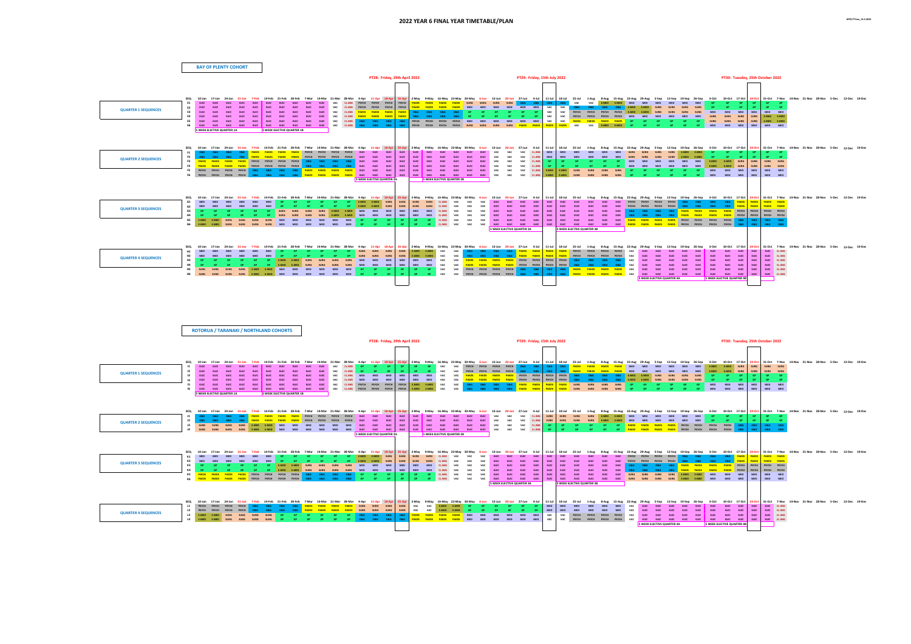# 2022 YEAR 6 FINAL YEAR TIMETABLE/PLAN

Note: the source page is very small and low-resolution. Many timetable cells are hard to read. The cell entries below are a best reading, and some may be wrong.

## BAY OF PLENTY COHORT

PT28: Friday, 29th April 2022 | PT29: Friday, 15th July 2022 | PT30: Tuesday, 25th October 2022

### QUARTER 1 SEQUENCES

| SEQ. | 10-Jan | 17-Jan | 24-Jan | 31-Jan | 7-Feb | 14-Feb | 21-Feb | 28-Feb | 7-Mar | 14-Mar | 21-Mar | 28-Mar | 4-Apr | 11-Apr | 18-Apr | 25-Apr | 2-May | 9-May | 16-May | 23-May | 30-May | 6-Jun | 13-Jun | 20-Jun | 27-Jun | 4-Jul | 11-Jul | 18-Jul | 25-Jul | 1-Aug | 8-Aug | 15-Aug | 22-Aug | 29-Aug | 5-Sep | 12-Sep | 19-Sep | 26-Sep | 3-Oct | 10-Oct | 17-Oct | 24-Oct | 31-Oct | 7-Nov | 14-Nov | 21-Nov | 28-Nov | 5-Dec | 12-Dec | 19-Dec |
|---|---|---|---|---|---|---|---|---|---|---|---|---|---|---|---|---|---|---|---|---|---|---|---|---|---|---|---|---|---|---|---|---|---|---|---|---|---|---|---|---|---|---|---|---|---|---|---|---|---|---|
| E1 | ELEC | ELEC | ELEC | ELEC | ELEC | ELEC | ELEC | ELEC | ELEC | ELEC | VAC | CL.IMG | PSYCH | PSYCH | PSYCH | PSYCH | PAEDS | PAEDS | PAEDS | PAEDS | SURG | SURG | SURG | SURG | O&G | O&G | O&G | O&G | VAC | VAC | E.MED | E.MED | MED | MED | MED | MED | GP | GP | GP | GP | GP | GP | GP | GP | | | | | | |
| E2 | ELEC | ELEC | ELEC | ELEC | ELEC | ELEC | ELEC | ELEC | ELEC | ELEC | VAC | CL.IMG | PSYCH | PSYCH | PSYCH | PSYCH | PAEDS | PAEDS | PAEDS | PAEDS | MED | MED | MED | MED | O&G | O&G | O&G | O&G | VAC | VAC | E.MED | E.MED | SURG | SURG | SURG | SURG | GP | GP | GP | GP | GP | GP | GP | GP | | | | | | |
| E3 | ELEC | ELEC | ELEC | ELEC | ELEC | ELEC | ELEC | ELEC | ELEC | ELEC | VAC | CL.IMG | PAEDS | PAEDS | PAEDS | PAEDS | O&G | O&G | O&G | O&G | GP | GP | GP | GP | GP | GP | GP | GP | VAC | VAC | PSYCH | PSYCH | PSYCH | PSYCH | E.MED | E.MED | SURG | SURG | SURG | SURG | MED | MED | MED | MED | | | | | | |
| E4 | ELEC | ELEC | ELEC | ELEC | ELEC | ELEC | ELEC | ELEC | ELEC | ELEC | VAC | CL.IMG | PAEDS | PAEDS | PAEDS | PAEDS | O&G | O&G | O&G | O&G | GP | GP | GP | GP | GP | GP | GP | GP | VAC | VAC | PSYCH | PSYCH | PSYCH | PSYCH | MED | MED | MED | MED | SURG | SURG | SURG | SURG | E.MED | E.MED | | | | | | |
| E5 | ELEC | ELEC | ELEC | ELEC | ELEC | ELEC | ELEC | ELEC | ELEC | ELEC | VAC | CL.IMG | O&G | O&G | O&G | O&G | PSYCH | PSYCH | PSYCH | PSYCH | MED | MED | MED | MED | SURG | SURG | SURG | SURG | VAC | VAC | PAEDS | PAEDS | PAEDS | PAEDS | GP | GP | GP | GP | GP | GP | GP | GP | E.MED | E.MED | | | | | | |
| E6 | ELEC | ELEC | ELEC | ELEC | ELEC | ELEC | ELEC | ELEC | ELEC | ELEC | VAC | CL.IMG | O&G | O&G | O&G | O&G | PSYCH | PSYCH | PSYCH | PSYCH | SURG | SURG | SURG | SURG | PAEDS | PAEDS | PAEDS | PAEDS | VAC | VAC | E.MED | E.MED | GP | GP | GP | GP | GP | GP | GP | GP | MED | MED | MED | MED | | | | | | |

5 WEEK ELECTIVE QUARTER 1A | 5 WEEK ELECTIVE QUARTER 1B

### QUARTER 2 SEQUENCES

| SEQ. | 10-Jan | 17-Jan | 24-Jan | 31-Jan | 7-Feb | 14-Feb | 21-Feb | 28-Feb | 7-Mar | 14-Mar | 21-Mar | 28-Mar | 4-Apr | 11-Apr | 18-Apr | 25-Apr | 2-May | 9-May | 16-May | 23-May | 30-May | 6-Jun | 13-Jun | 20-Jun | 27-Jun | 4-Jul | 11-Jul | 18-Jul | 25-Jul | 1-Aug | 8-Aug | 15-Aug | 22-Aug | 29-Aug | 5-Sep | 12-Sep | 19-Sep | 26-Sep | 3-Oct | 10-Oct | 17-Oct | 24-Oct | 31-Oct | 7-Nov | 14-Nov | 21-Nov | 28-Nov | 5-Dec | 12-Dec | 19-Dec |
|---|---|---|---|---|---|---|---|---|---|---|---|---|---|---|---|---|---|---|---|---|---|---|---|---|---|---|---|---|---|---|---|---|---|---|---|---|---|---|---|---|---|---|---|---|---|---|---|---|---|---|
| F1 | O&G | O&G | O&G | O&G | PAEDS | PAEDS | PAEDS | PAEDS | PSYCH | PSYCH | PSYCH | PSYCH | ELEC | ELEC | ELEC | ELEC | ELEC | ELEC | ELEC | ELEC | ELEC | ELEC | VAC | VAC | VAC | CL.IMG | MED | MED | MED | MED | SURG | SURG | SURG | SURG | E.MED | E.MED | GP | GP | GP | GP | GP | GP | GP | GP | | | | | | |
| F2 | O&G | O&G | O&G | O&G | PAEDS | PAEDS | PAEDS | PAEDS | PSYCH | PSYCH | PSYCH | PSYCH | ELEC | ELEC | ELEC | ELEC | ELEC | ELEC | ELEC | ELEC | ELEC | ELEC | VAC | VAC | VAC | CL.IMG | MED | MED | MED | MED | SURG | SURG | SURG | SURG | E.MED | E.MED | GP | GP | GP | GP | GP | GP | GP | GP | | | | | | |
| F3 | PAEDS | PAEDS | PAEDS | PAEDS | PSYCH | PSYCH | PSYCH | PSYCH | O&G | O&G | O&G | O&G | ELEC | ELEC | ELEC | ELEC | ELEC | ELEC | ELEC | ELEC | ELEC | ELEC | VAC | VAC | VAC | CL.IMG | GP | GP | GP | GP | GP | GP | GP | GP | MED | MED | MED | MED | E.MED | E.MED | SURG | SURG | SURG | SURG | | | | | | |
| F4 | PAEDS | PAEDS | PAEDS | PAEDS | PSYCH | PSYCH | PSYCH | PSYCH | O&G | O&G | O&G | O&G | ELEC | ELEC | ELEC | ELEC | ELEC | ELEC | ELEC | ELEC | ELEC | ELEC | VAC | VAC | VAC | CL.IMG | GP | GP | GP | GP | GP | GP | GP | GP | MED | MED | MED | MED | E.MED | E.MED | SURG | SURG | SURG | SURG | | | | | | |
| F5 | PSYCH | PSYCH | PSYCH | PSYCH | O&G | O&G | O&G | O&G | PAEDS | PAEDS | PAEDS | PAEDS | ELEC | ELEC | ELEC | ELEC | ELEC | ELEC | ELEC | ELEC | ELEC | ELEC | VAC | VAC | VAC | CL.IMG | E.MED | E.MED | SURG | SURG | SURG | SURG | GP | GP | GP | GP | GP | GP | GP | GP | MED | MED | MED | MED | | | | | | |
| F6 | PSYCH | PSYCH | PSYCH | PSYCH | O&G | O&G | O&G | O&G | PAEDS | PAEDS | PAEDS | PAEDS | ELEC | ELEC | ELEC | ELEC | ELEC | ELEC | ELEC | ELEC | ELEC | ELEC | VAC | VAC | VAC | CL.IMG | E.MED | E.MED | SURG | SURG | SURG | SURG | GP | GP | GP | GP | GP | GP | GP | GP | MED | MED | MED | MED | | | | | | |

5 WEEK ELECTIVE QUARTER 2A | 5 WEEK ELECTIVE QUARTER 2B

### QUARTER 3 SEQUENCES

| SEQ. | 10-Jan | 17-Jan | 24-Jan | 31-Jan | 7-Feb | 14-Feb | 21-Feb | 28-Feb | 7-Mar | 14-Mar | 21-Mar | 28-Mar | 4-Apr | 11-Apr | 18-Apr | 25-Apr | 2-May | 9-May | 16-May | 23-May | 30-May | 6-Jun | 13-Jun | 20-Jun | 27-Jun | 4-Jul | 11-Jul | 18-Jul | 25-Jul | 1-Aug | 8-Aug | 15-Aug | 22-Aug | 29-Aug | 5-Sep | 12-Sep | 19-Sep | 26-Sep | 3-Oct | 10-Oct | 17-Oct | 24-Oct | 31-Oct | 7-Nov | 14-Nov | 21-Nov | 28-Nov | 5-Dec | 12-Dec | 19-Dec |
|---|---|---|---|---|---|---|---|---|---|---|---|---|---|---|---|---|---|---|---|---|---|---|---|---|---|---|---|---|---|---|---|---|---|---|---|---|---|---|---|---|---|---|---|---|---|---|---|---|---|---|
| G1 | MED | MED | MED | MED | GP | GP | GP | GP | GP | GP | GP | GP | E.MED | E.MED | SURG | SURG | SURG | SURG | CL.IMG | VAC | VAC | VAC | ELEC | ELEC | ELEC | ELEC | ELEC | ELEC | ELEC | ELEC | ELEC | ELEC | PSYCH | PSYCH | PSYCH | PSYCH | O&G | O&G | O&G | O&G | PAEDS | PAEDS | PAEDS | PAEDS | | | | | | |
| G2 | MED | MED | MED | MED | GP | GP | GP | GP | GP | GP | GP | GP | E.MED | E.MED | SURG | SURG | SURG | SURG | CL.IMG | VAC | VAC | VAC | ELEC | ELEC | ELEC | ELEC | ELEC | ELEC | ELEC | ELEC | ELEC | ELEC | PSYCH | PSYCH | PSYCH | PSYCH | O&G | O&G | O&G | O&G | PAEDS | PAEDS | PAEDS | PAEDS | | | | | | |
| G3 | GP | GP | GP | GP | GP | GP | GP | GP | SURG | SURG | SURG | SURG | E.MED | E.MED | MED | MED | MED | MED | CL.IMG | VAC | VAC | VAC | ELEC | ELEC | ELEC | ELEC | ELEC | ELEC | ELEC | ELEC | ELEC | ELEC | O&G | O&G | O&G | O&G | PAEDS | PAEDS | PAEDS | PAEDS | PSYCH | PSYCH | PSYCH | PSYCH | | | | | | |
| G4 | GP | GP | GP | GP | GP | GP | GP | GP | SURG | SURG | SURG | SURG | E.MED | E.MED | MED | MED | MED | MED | CL.IMG | VAC | VAC | VAC | ELEC | ELEC | ELEC | ELEC | ELEC | ELEC | ELEC | ELEC | ELEC | ELEC | O&G | O&G | O&G | O&G | PAEDS | PAEDS | PAEDS | PAEDS | PSYCH | PSYCH | PSYCH | PSYCH | | | | | | |
| G5 | E.MED | E.MED | SURG | SURG | SURG | SURG | MED | MED | MED | MED | GP | GP | GP | GP | GP | GP | GP | GP | CL.IMG | VAC | VAC | VAC | ELEC | ELEC | ELEC | ELEC | ELEC | ELEC | ELEC | ELEC | ELEC | ELEC | PAEDS | PAEDS | PAEDS | PAEDS | PSYCH | PSYCH | PSYCH | PSYCH | O&G | O&G | O&G | O&G | | | | | | |
| G6 | E.MED | E.MED | SURG | SURG | SURG | SURG | MED | MED | MED | MED | GP | GP | GP | GP | GP | GP | GP | GP | CL.IMG | VAC | VAC | VAC | ELEC | ELEC | ELEC | ELEC | ELEC | ELEC | ELEC | ELEC | ELEC | ELEC | PAEDS | PAEDS | PAEDS | PAEDS | PSYCH | PSYCH | PSYCH | PSYCH | O&G | O&G | O&G | O&G | | | | | | |

5 WEEK ELECTIVE QUARTER 3A | 5 WEEK ELECTIVE QUARTER 3B

### QUARTER 4 SEQUENCES

| SEQ. | 10-Jan | 17-Jan | 24-Jan | 31-Jan | 7-Feb | 14-Feb | 21-Feb | 28-Feb | 7-Mar | 14-Mar | 21-Mar | 28-Mar | 4-Apr | 11-Apr | 18-Apr | 25-Apr | 2-May | 9-May | 16-May | 23-May | 30-May | 6-Jun | 13-Jun | 20-Jun | 27-Jun | 4-Jul | 11-Jul | 18-Jul | 25-Jul | 1-Aug | 8-Aug | 15-Aug | 22-Aug | 29-Aug | 5-Sep | 12-Sep | 19-Sep | 26-Sep | 3-Oct | 10-Oct | 17-Oct | 24-Oct | 31-Oct | 7-Nov | 14-Nov | 21-Nov | 28-Nov | 5-Dec | 12-Dec | 19-Dec |
|---|---|---|---|---|---|---|---|---|---|---|---|---|---|---|---|---|---|---|---|---|---|---|---|---|---|---|---|---|---|---|---|---|---|---|---|---|---|---|---|---|---|---|---|---|---|---|---|---|---|---|
| H1 | MED | MED | MED | MED | GP | GP | GP | GP | GP | GP | GP | GP | SURG | SURG | SURG | SURG | E.MED | E.MED | VAC | VAC | O&G | O&G | O&G | O&G | PAEDS | PAEDS | PAEDS | PAEDS | PSYCH | PSYCH | PSYCH | PSYCH | VAC | ELEC | ELEC | ELEC | ELEC | ELEC | ELEC | ELEC | ELEC | ELEC | ELEC | CL.IMG | | | | | | |
| H2 | MED | MED | MED | MED | GP | GP | GP | GP | GP | GP | GP | GP | SURG | SURG | SURG | SURG | E.MED | E.MED | VAC | VAC | O&G | O&G | O&G | O&G | PAEDS | PAEDS | PAEDS | PAEDS | PSYCH | PSYCH | PSYCH | PSYCH | VAC | ELEC | ELEC | ELEC | ELEC | ELEC | ELEC | ELEC | ELEC | ELEC | ELEC | CL.IMG | | | | | | |
| H3 | GP | GP | GP | GP | GP | GP | GP | GP | E.MED | E.MED | SURG | SURG | SURG | SURG | MED | MED | MED | MED | VAC | VAC | PAEDS | PAEDS | PAEDS | PAEDS | PSYCH | PSYCH | PSYCH | PSYCH | O&G | O&G | O&G | O&G | VAC | ELEC | ELEC | ELEC | ELEC | ELEC | ELEC | ELEC | ELEC | ELEC | ELEC | CL.IMG | | | | | | |
| H4 | GP | GP | GP | GP | GP | GP | GP | GP | E.MED | E.MED | SURG | SURG | SURG | SURG | MED | MED | MED | MED | VAC | VAC | PAEDS | PAEDS | PAEDS | PAEDS | PSYCH | PSYCH | PSYCH | PSYCH | O&G | O&G | O&G | O&G | VAC | ELEC | ELEC | ELEC | ELEC | ELEC | ELEC | ELEC | ELEC | ELEC | ELEC | CL.IMG | | | | | | |
| H5 | SURG | SURG | SURG | SURG | E.MED | E.MED | MED | MED | MED | MED | GP | GP | GP | GP | GP | GP | GP | GP | VAC | VAC | PSYCH | PSYCH | PSYCH | PSYCH | O&G | O&G | O&G | O&G | PAEDS | PAEDS | PAEDS | PAEDS | VAC | ELEC | ELEC | ELEC | ELEC | ELEC | ELEC | ELEC | ELEC | ELEC | ELEC | CL.IMG | | | | | | |
| H6 | SURG | SURG | SURG | SURG | E.MED | E.MED | MED | MED | MED | MED | GP | GP | GP | GP | GP | GP | GP | GP | VAC | VAC | PSYCH | PSYCH | PSYCH | PSYCH | O&G | O&G | O&G | O&G | PAEDS | PAEDS | PAEDS | PAEDS | VAC | ELEC | ELEC | ELEC | ELEC | ELEC | ELEC | ELEC | ELEC | ELEC | ELEC | CL.IMG | | | | | | |

5 WEEK ELECTIVE QUARTER 4A | 5 WEEK ELECTIVE QUARTER 4B

## ROTORUA / TARANAKI / NORTHLAND COHORTS

PT28: Friday, 29th April 2022 | PT29: Friday, 15th July 2022 | PT30: Tuesday, 25th October 2022

### QUARTER 1 SEQUENCES

| SEQ. | 10-Jan | 17-Jan | 24-Jan | 31-Jan | 7-Feb | 14-Feb | 21-Feb | 28-Feb | 7-Mar | 14-Mar | 21-Mar | 28-Mar | 4-Apr | 11-Apr | 18-Apr | 25-Apr | 2-May | 9-May | 16-May | 23-May | 30-May | 6-Jun | 13-Jun | 20-Jun | 27-Jun | 4-Jul | 11-Jul | 18-Jul | 25-Jul | 1-Aug | 8-Aug | 15-Aug | 22-Aug | 29-Aug | 5-Sep | 12-Sep | 19-Sep | 26-Sep | 3-Oct | 10-Oct | 17-Oct | 24-Oct | 31-Oct | 7-Nov | 14-Nov | 21-Nov | 28-Nov | 5-Dec | 12-Dec | 19-Dec |
|---|---|---|---|---|---|---|---|---|---|---|---|---|---|---|---|---|---|---|---|---|---|---|---|---|---|---|---|---|---|---|---|---|---|---|---|---|---|---|---|---|---|---|---|---|---|---|---|---|---|---|
| I1 | ELEC | ELEC | ELEC | ELEC | ELEC | ELEC | ELEC | ELEC | ELEC | ELEC | VAC | CL.IMG | GP | GP | GP | GP | GP | GP | VAC | VAC | PSYCH | PSYCH | PSYCH | PSYCH | O&G | O&G | O&G | O&G | PAEDS | PAEDS | PAEDS | PAEDS | MED | MED | MED | MED | MED | MED | E.MED | E.MED | SURG | SURG | SURG | SURG | | | | | | |
| I2 | ELEC | ELEC | ELEC | ELEC | ELEC | ELEC | ELEC | ELEC | ELEC | ELEC | VAC | CL.IMG | GP | GP | GP | GP | GP | GP | VAC | VAC | PSYCH | PSYCH | PSYCH | PSYCH | O&G | O&G | O&G | O&G | PAEDS | PAEDS | PAEDS | PAEDS | MED | MED | MED | MED | MED | MED | E.MED | E.MED | SURG | SURG | SURG | SURG | | | | | | |
| I3 | ELEC | ELEC | ELEC | ELEC | ELEC | ELEC | ELEC | ELEC | ELEC | ELEC | VAC | CL.IMG | MED | MED | MED | MED | MED | MED | VAC | VAC | PAEDS | PAEDS | PAEDS | PAEDS | PSYCH | PSYCH | PSYCH | PSYCH | O&G | O&G | O&G | O&G | E.MED | E.MED | SURG | SURG | SURG | SURG | GP | GP | GP | GP | GP | GP | | | | | | |
| I4 | ELEC | ELEC | ELEC | ELEC | ELEC | ELEC | ELEC | ELEC | ELEC | ELEC | VAC | CL.IMG | MED | MED | MED | MED | MED | MED | VAC | VAC | PAEDS | PAEDS | PAEDS | PAEDS | PSYCH | PSYCH | PSYCH | PSYCH | O&G | O&G | O&G | O&G | E.MED | E.MED | SURG | SURG | SURG | SURG | GP | GP | GP | GP | GP | GP | | | | | | |
| I5 | ELEC | ELEC | ELEC | ELEC | ELEC | ELEC | ELEC | ELEC | ELEC | ELEC | VAC | CL.IMG | PSYCH | PSYCH | PSYCH | PSYCH | E.MED | E.MED | VAC | VAC | O&G | O&G | O&G | O&G | PAEDS | PAEDS | PAEDS | PAEDS | SURG | SURG | SURG | SURG | GP | GP | GP | GP | GP | GP | MED | MED | MED | MED | MED | MED | | | | | | |
| I6 | ELEC | ELEC | ELEC | ELEC | ELEC | ELEC | ELEC | ELEC | ELEC | ELEC | VAC | CL.IMG | PSYCH | PSYCH | PSYCH | PSYCH | E.MED | E.MED | VAC | VAC | O&G | O&G | O&G | O&G | PAEDS | PAEDS | PAEDS | PAEDS | SURG | SURG | SURG | SURG | GP | GP | GP | GP | GP | GP | MED | MED | MED | MED | MED | MED | | | | | | |

5 WEEK ELECTIVE QUARTER 1A | 5 WEEK ELECTIVE QUARTER 1B

### QUARTER 2 SEQUENCES

| SEQ. | 10-Jan | 17-Jan | 24-Jan | 31-Jan | 7-Feb | 14-Feb | 21-Feb | 28-Feb | 7-Mar | 14-Mar | 21-Mar | 28-Mar | 4-Apr | 11-Apr | 18-Apr | 25-Apr | 2-May | 9-May | 16-May | 23-May | 30-May | 6-Jun | 13-Jun | 20-Jun | 27-Jun | 4-Jul | 11-Jul | 18-Jul | 25-Jul | 1-Aug | 8-Aug | 15-Aug | 22-Aug | 29-Aug | 5-Sep | 12-Sep | 19-Sep | 26-Sep | 3-Oct | 10-Oct | 17-Oct | 24-Oct | 31-Oct | 7-Nov | 14-Nov | 21-Nov | 28-Nov | 5-Dec | 12-Dec | 19-Dec |
|---|---|---|---|---|---|---|---|---|---|---|---|---|---|---|---|---|---|---|---|---|---|---|---|---|---|---|---|---|---|---|---|---|---|---|---|---|---|---|---|---|---|---|---|---|---|---|---|---|---|---|
| J1 | O&G | O&G | O&G | O&G | PAEDS | PAEDS | PAEDS | PAEDS | PSYCH | PSYCH | PSYCH | PSYCH | ELEC | ELEC | ELEC | ELEC | ELEC | ELEC | ELEC | ELEC | ELEC | ELEC | VAC | VAC | VAC | CL.IMG | SURG | SURG | SURG | SURG | E.MED | E.MED | MED | MED | MED | MED | MED | MED | GP | GP | GP | GP | GP | GP | | | | | | |
| J2 | O&G | O&G | O&G | O&G | PAEDS | PAEDS | PAEDS | PAEDS | PSYCH | PSYCH | PSYCH | PSYCH | ELEC | ELEC | ELEC | ELEC | ELEC | ELEC | ELEC | ELEC | ELEC | ELEC | VAC | VAC | VAC | CL.IMG | SURG | SURG | SURG | SURG | E.MED | E.MED | MED | MED | MED | MED | MED | MED | GP | GP | GP | GP | GP | GP | | | | | | |
| J3 | SURG | SURG | SURG | SURG | E.MED | E.MED | MED | MED | MED | MED | MED | MED | ELEC | ELEC | ELEC | ELEC | ELEC | ELEC | ELEC | ELEC | ELEC | ELEC | VAC | VAC | VAC | CL.IMG | GP | GP | GP | GP | GP | GP | PAEDS | PAEDS | PAEDS | PAEDS | PSYCH | PSYCH | PSYCH | PSYCH | O&G | O&G | O&G | O&G | | | | | | |
| J4 | SURG | SURG | SURG | SURG | E.MED | E.MED | MED | MED | MED | MED | MED | MED | ELEC | ELEC | ELEC | ELEC | ELEC | ELEC | ELEC | ELEC | ELEC | ELEC | VAC | VAC | VAC | CL.IMG | GP | GP | GP | GP | GP | GP | PAEDS | PAEDS | PAEDS | PAEDS | PSYCH | PSYCH | PSYCH | PSYCH | O&G | O&G | O&G | O&G | | | | | | |

5 WEEK ELECTIVE QUARTER 2A | 5 WEEK ELECTIVE QUARTER 2B

### QUARTER 3 SEQUENCES

| SEQ. | 10-Jan | 17-Jan | 24-Jan | 31-Jan | 7-Feb | 14-Feb | 21-Feb | 28-Feb | 7-Mar | 14-Mar | 21-Mar | 28-Mar | 4-Apr | 11-Apr | 18-Apr | 25-Apr | 2-May | 9-May | 16-May | 23-May | 30-May | 6-Jun | 13-Jun | 20-Jun | 27-Jun | 4-Jul | 11-Jul | 18-Jul | 25-Jul | 1-Aug | 8-Aug | 15-Aug | 22-Aug | 29-Aug | 5-Sep | 12-Sep | 19-Sep | 26-Sep | 3-Oct | 10-Oct | 17-Oct | 24-Oct | 31-Oct | 7-Nov | 14-Nov | 21-Nov | 28-Nov | 5-Dec | 12-Dec | 19-Dec |
|---|---|---|---|---|---|---|---|---|---|---|---|---|---|---|---|---|---|---|---|---|---|---|---|---|---|---|---|---|---|---|---|---|---|---|---|---|---|---|---|---|---|---|---|---|---|---|---|---|---|---|
| K1 | MED | MED | MED | MED | MED | MED | GP | GP | GP | GP | GP | GP | E.MED | E.MED | SURG | SURG | SURG | SURG | CL.IMG | VAC | VAC | VAC | ELEC | ELEC | ELEC | ELEC | ELEC | ELEC | ELEC | ELEC | ELEC | ELEC | PSYCH | PSYCH | PSYCH | PSYCH | O&G | O&G | O&G | O&G | PAEDS | PAEDS | PAEDS | PAEDS | | | | | | |
| K2 | MED | MED | MED | MED | MED | MED | GP | GP | GP | GP | GP | GP | E.MED | E.MED | SURG | SURG | SURG | SURG | CL.IMG | VAC | VAC | VAC | ELEC | ELEC | ELEC | ELEC | ELEC | ELEC | ELEC | ELEC | ELEC | ELEC | PSYCH | PSYCH | PSYCH | PSYCH | O&G | O&G | O&G | O&G | PAEDS | PAEDS | PAEDS | PAEDS | | | | | | |
| K3 | GP | GP | GP | GP | GP | GP | SURG | SURG | SURG | SURG | E.MED | E.MED | MED | MED | MED | MED | MED | MED | CL.IMG | VAC | VAC | VAC | ELEC | ELEC | ELEC | ELEC | ELEC | ELEC | ELEC | ELEC | ELEC | ELEC | O&G | O&G | O&G | O&G | PAEDS | PAEDS | PAEDS | PAEDS | PSYCH | PSYCH | PSYCH | PSYCH | | | | | | |
| K4 | GP | GP | GP | GP | GP | GP | SURG | SURG | SURG | SURG | E.MED | E.MED | MED | MED | MED | MED | MED | MED | CL.IMG | VAC | VAC | VAC | ELEC | ELEC | ELEC | ELEC | ELEC | ELEC | ELEC | ELEC | ELEC | ELEC | O&G | O&G | O&G | O&G | PAEDS | PAEDS | PAEDS | PAEDS | PSYCH | PSYCH | PSYCH | PSYCH | | | | | | |
| K5 | PAEDS | PAEDS | PAEDS | PAEDS | PSYCH | PSYCH | PSYCH | PSYCH | O&G | O&G | O&G | O&G | GP | GP | GP | GP | GP | GP | CL.IMG | VAC | VAC | VAC | ELEC | ELEC | ELEC | ELEC | ELEC | ELEC | ELEC | ELEC | ELEC | ELEC | SURG | SURG | SURG | SURG | E.MED | E.MED | MED | MED | MED | MED | MED | MED | | | | | | |
| K6 | PAEDS | PAEDS | PAEDS | PAEDS | PSYCH | PSYCH | PSYCH | PSYCH | O&G | O&G | O&G | O&G | GP | GP | GP | GP | GP | GP | CL.IMG | VAC | VAC | VAC | ELEC | ELEC | ELEC | ELEC | ELEC | ELEC | ELEC | ELEC | ELEC | ELEC | SURG | SURG | SURG | SURG | E.MED | E.MED | MED | MED | MED | MED | MED | MED | | | | | | |

5 WEEK ELECTIVE QUARTER 3A | 5 WEEK ELECTIVE QUARTER 3B

### QUARTER 4 SEQUENCES

| SEQ. | 10-Jan | 17-Jan | 24-Jan | 31-Jan | 7-Feb | 14-Feb | 21-Feb | 28-Feb | 7-Mar | 14-Mar | 21-Mar | 28-Mar | 4-Apr | 11-Apr | 18-Apr | 25-Apr | 2-May | 9-May | 16-May | 23-May | 30-May | 6-Jun | 13-Jun | 20-Jun | 27-Jun | 4-Jul | 11-Jul | 18-Jul | 25-Jul | 1-Aug | 8-Aug | 15-Aug | 22-Aug | 29-Aug | 5-Sep | 12-Sep | 19-Sep | 26-Sep | 3-Oct | 10-Oct | 17-Oct | 24-Oct | 31-Oct | 7-Nov | 14-Nov | 21-Nov | 28-Nov | 5-Dec | 12-Dec | 19-Dec |
|---|---|---|---|---|---|---|---|---|---|---|---|---|---|---|---|---|---|---|---|---|---|---|---|---|---|---|---|---|---|---|---|---|---|---|---|---|---|---|---|---|---|---|---|---|---|---|---|---|---|---|
| L1 | PSYCH | PSYCH | PSYCH | PSYCH | O&G | O&G | O&G | O&G | PAEDS | PAEDS | PAEDS | PAEDS | SURG | SURG | SURG | SURG | VAC | VAC | E.MED | E.MED | GP | GP | GP | GP | GP | GP | MED | MED | MED | MED | MED | MED | VAC | ELEC | ELEC | ELEC | ELEC | ELEC | ELEC | ELEC | ELEC | ELEC | ELEC | CL.IMG | | | | | | |
| L2 | PSYCH | PSYCH | PSYCH | PSYCH | O&G | O&G | O&G | O&G | PAEDS | PAEDS | PAEDS | PAEDS | SURG | SURG | SURG | SURG | VAC | VAC | E.MED | E.MED | GP | GP | GP | GP | GP | GP | MED | MED | MED | MED | MED | MED | VAC | ELEC | ELEC | ELEC | ELEC | ELEC | ELEC | ELEC | ELEC | ELEC | ELEC | CL.IMG | | | | | | |
| L3 | E.MED | E.MED | SURG | SURG | SURG | SURG | GP | GP | GP | GP | GP | GP | O&G | O&G | O&G | O&G | PAEDS | PAEDS | PAEDS | PAEDS | MED | MED | MED | MED | MED | MED | VAC | VAC | PSYCH | PSYCH | PSYCH | PSYCH | VAC | ELEC | ELEC | ELEC | ELEC | ELEC | ELEC | ELEC | ELEC | ELEC | ELEC | CL.IMG | | | | | | |
| L4 | E.MED | E.MED | SURG | SURG | SURG | SURG | GP | GP | GP | GP | GP | GP | O&G | O&G | O&G | O&G | PAEDS | PAEDS | PAEDS | PAEDS | MED | MED | MED | MED | MED | MED | VAC | VAC | PSYCH | PSYCH | PSYCH | PSYCH | VAC | ELEC | ELEC | ELEC | ELEC | ELEC | ELEC | ELEC | ELEC | ELEC | ELEC | CL.IMG | | | | | | |

5 WEEK ELECTIVE QUARTER 4A | 5 WEEK ELECTIVE QUARTER 4B